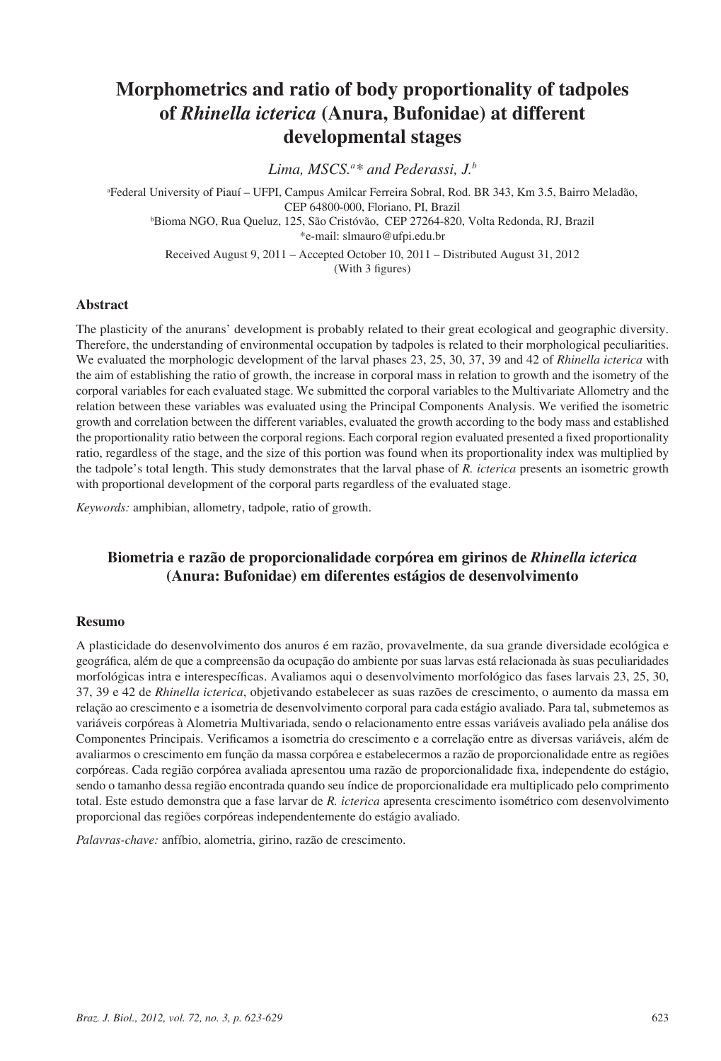# Morphometrics and ratio of body proportionality of tadpoles of *Rhinella icterica* (Anura, Bufonidae) at different developmental stages

*Lima, MSCS.*[a]* *and Pederassi, J.*[b]

[a]Federal University of Piauí – UFPI, Campus Amilcar Ferreira Sobral, Rod. BR 343, Km 3.5, Bairro Meladão, CEP 64800-000, Floriano, PI, Brazil

[b]Bioma NGO, Rua Queluz, 125, São Cristóvão, CEP 27264-820, Volta Redonda, RJ, Brazil

*e-mail: slmauro@ufpi.edu.br

Received August 9, 2011 – Accepted October 10, 2011 – Distributed August 31, 2012

(With 3 figures)

## Abstract

The plasticity of the anurans' development is probably related to their great ecological and geographic diversity. Therefore, the understanding of environmental occupation by tadpoles is related to their morphological peculiarities. We evaluated the morphologic development of the larval phases 23, 25, 30, 37, 39 and 42 of *Rhinella icterica* with the aim of establishing the ratio of growth, the increase in corporal mass in relation to growth and the isometry of the corporal variables for each evaluated stage. We submitted the corporal variables to the Multivariate Allometry and the relation between these variables was evaluated using the Principal Components Analysis. We verified the isometric growth and correlation between the different variables, evaluated the growth according to the body mass and established the proportionality ratio between the corporal regions. Each corporal region evaluated presented a fixed proportionality ratio, regardless of the stage, and the size of this portion was found when its proportionality index was multiplied by the tadpole's total length. This study demonstrates that the larval phase of *R. icterica* presents an isometric growth with proportional development of the corporal parts regardless of the evaluated stage.

*Keywords:* amphibian, allometry, tadpole, ratio of growth.

## Biometria e razão de proporcionalidade corpórea em girinos de *Rhinella icterica* (Anura: Bufonidae) em diferentes estágios de desenvolvimento

## Resumo

A plasticidade do desenvolvimento dos anuros é em razão, provavelmente, da sua grande diversidade ecológica e geográfica, além de que a compreensão da ocupação do ambiente por suas larvas está relacionada às suas peculiaridades morfológicas intra e interespecíficas. Avaliamos aqui o desenvolvimento morfológico das fases larvais 23, 25, 30, 37, 39 e 42 de *Rhinella icterica*, objetivando estabelecer as suas razões de crescimento, o aumento da massa em relação ao crescimento e a isometria de desenvolvimento corporal para cada estágio avaliado. Para tal, submetemos as variáveis corpóreas à Alometria Multivariada, sendo o relacionamento entre essas variáveis avaliado pela análise dos Componentes Principais. Verificamos a isometria do crescimento e a correlação entre as diversas variáveis, além de avaliarmos o crescimento em função da massa corpórea e estabelecermos a razão de proporcionalidade entre as regiões corpóreas. Cada região corpórea avaliada apresentou uma razão de proporcionalidade fixa, independente do estágio, sendo o tamanho dessa região encontrada quando seu índice de proporcionalidade era multiplicado pelo comprimento total. Este estudo demonstra que a fase larvar de *R. icterica* apresenta crescimento isométrico com desenvolvimento proporcional das regiões corpóreas independentemente do estágio avaliado.

*Palavras-chave:* anfíbio, alometria, girino, razão de crescimento.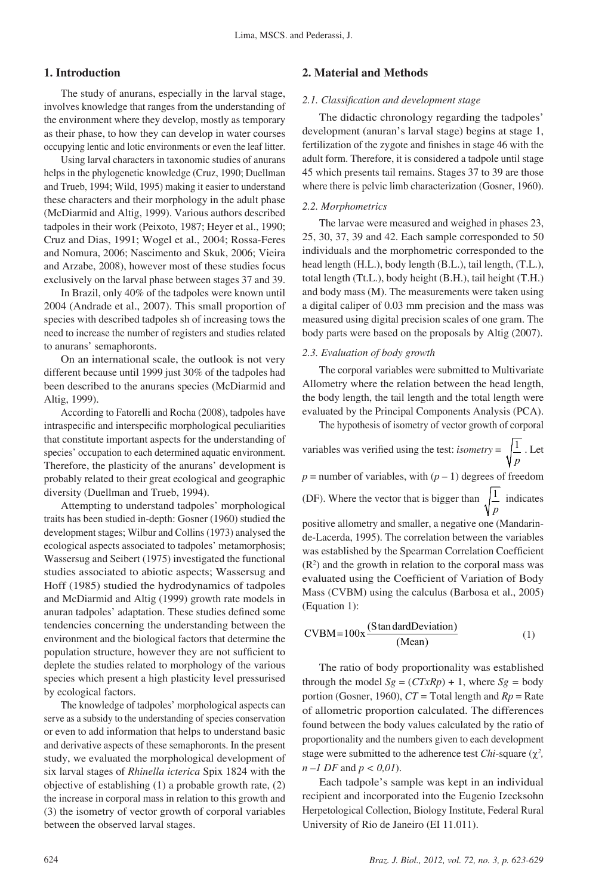## 1. Introduction

The study of anurans, especially in the larval stage, involves knowledge that ranges from the understanding of the environment where they develop, mostly as temporary as their phase, to how they can develop in water courses occupying lentic and lotic environments or even the leaf litter.

Using larval characters in taxonomic studies of anurans helps in the phylogenetic knowledge (Cruz, 1990; Duellman and Trueb, 1994; Wild, 1995) making it easier to understand these characters and their morphology in the adult phase (McDiarmid and Altig, 1999). Various authors described tadpoles in their work (Peixoto, 1987; Heyer et al., 1990; Cruz and Dias, 1991; Wogel et al., 2004; Rossa-Feres and Nomura, 2006; Nascimento and Skuk, 2006; Vieira and Arzabe, 2008), however most of these studies focus exclusively on the larval phase between stages 37 and 39.

In Brazil, only 40% of the tadpoles were known until 2004 (Andrade et al., 2007). This small proportion of species with described tadpoles sh of increasing tows the need to increase the number of registers and studies related to anurans' semaphoronts.

On an international scale, the outlook is not very different because until 1999 just 30% of the tadpoles had been described to the anurans species (McDiarmid and Altig, 1999).

According to Fatorelli and Rocha (2008), tadpoles have intraspecific and interspecific morphological peculiarities that constitute important aspects for the understanding of species' occupation to each determined aquatic environment. Therefore, the plasticity of the anurans' development is probably related to their great ecological and geographic diversity (Duellman and Trueb, 1994).

Attempting to understand tadpoles' morphological traits has been studied in-depth: Gosner (1960) studied the development stages; Wilbur and Collins (1973) analysed the ecological aspects associated to tadpoles' metamorphosis; Wassersug and Seibert (1975) investigated the functional studies associated to abiotic aspects; Wassersug and Hoff (1985) studied the hydrodynamics of tadpoles and McDiarmid and Altig (1999) growth rate models in anuran tadpoles' adaptation. These studies defined some tendencies concerning the understanding between the environment and the biological factors that determine the population structure, however they are not sufficient to deplete the studies related to morphology of the various species which present a high plasticity level pressurised by ecological factors.

The knowledge of tadpoles' morphological aspects can serve as a subsidy to the understanding of species conservation or even to add information that helps to understand basic and derivative aspects of these semaphoronts. In the present study, we evaluated the morphological development of six larval stages of *Rhinella icterica* Spix 1824 with the objective of establishing (1) a probable growth rate, (2) the increase in corporal mass in relation to this growth and (3) the isometry of vector growth of corporal variables between the observed larval stages.

## 2. Material and Methods

### *2.1. Classification and development stage*

The didactic chronology regarding the tadpoles' development (anuran's larval stage) begins at stage 1, fertilization of the zygote and finishes in stage 46 with the adult form. Therefore, it is considered a tadpole until stage 45 which presents tail remains. Stages 37 to 39 are those where there is pelvic limb characterization (Gosner, 1960).

### *2.2. Morphometrics*

The larvae were measured and weighed in phases 23, 25, 30, 37, 39 and 42. Each sample corresponded to 50 individuals and the morphometric corresponded to the head length (H.L.), body length (B.L.), tail length, (T.L.), total length (Tt.L.), body height (B.H.), tail height (T.H.) and body mass (M). The measurements were taken using a digital caliper of 0.03 mm precision and the mass was measured using digital precision scales of one gram. The body parts were based on the proposals by Altig (2007).

### *2.3. Evaluation of body growth*

The corporal variables were submitted to Multivariate Allometry where the relation between the head length, the body length, the tail length and the total length were evaluated by the Principal Components Analysis (PCA).

The hypothesis of isometry of vector growth of corporal variables was verified using the test: *isometry* = $\sqrt{\frac{1}{p}}$. Let $p$ = number of variables, with $(p - 1)$ degrees of freedom (DF). Where the vector that is bigger than $\sqrt{\frac{1}{p}}$ indicates positive allometry and smaller, a negative one (Mandarin-de-Lacerda, 1995). The correlation between the variables was established by the Spearman Correlation Coefficient ($R^2$) and the growth in relation to the corporal mass was evaluated using the Coefficient of Variation of Body Mass (CVBM) using the calculus (Barbosa et al., 2005) (Equation 1):

$$\text{CVBM} = 100 \text{x} \frac{(\text{StandardDeviation})}{(\text{Mean})} \quad (1)$$

The ratio of body proportionality was established through the model $Sg = (CTxRp) + 1$, where $Sg$ = body portion (Gosner, 1960), $CT$ = Total length and $Rp$ = Rate of allometric proportion calculated. The differences found between the body values calculated by the ratio of proportionality and the numbers given to each development stage were submitted to the adherence test *Chi*-square ($\chi^2$, $n - 1$ *DF* and $p < 0{,}01$).

Each tadpole's sample was kept in an individual recipient and incorporated into the Eugenio Izecksohn Herpetological Collection, Biology Institute, Federal Rural University of Rio de Janeiro (EI 11.011).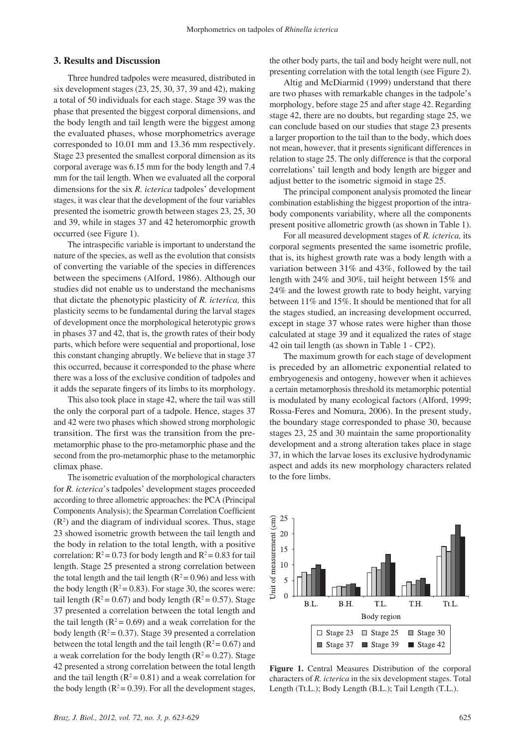## 3. Results and Discussion

Three hundred tadpoles were measured, distributed in six development stages (23, 25, 30, 37, 39 and 42), making a total of 50 individuals for each stage. Stage 39 was the phase that presented the biggest corporal dimensions, and the body length and tail length were the biggest among the evaluated phases, whose morphometrics average corresponded to 10.01 mm and 13.36 mm respectively. Stage 23 presented the smallest corporal dimension as its corporal average was 6.15 mm for the body length and 7.4 mm for the tail length. When we evaluated all the corporal dimensions for the six *R. icterica* tadpoles' development stages, it was clear that the development of the four variables presented the isometric growth between stages 23, 25, 30 and 39, while in stages 37 and 42 heteromorphic growth occurred (see Figure 1).

The intraspecific variable is important to understand the nature of the species, as well as the evolution that consists of converting the variable of the species in differences between the specimens (Alford, 1986). Although our studies did not enable us to understand the mechanisms that dictate the phenotypic plasticity of *R. icterica,* this plasticity seems to be fundamental during the larval stages of development once the morphological heterotypic grows in phases 37 and 42, that is, the growth rates of their body parts, which before were sequential and proportional, lose this constant changing abruptly. We believe that in stage 37 this occurred, because it corresponded to the phase where there was a loss of the exclusive condition of tadpoles and it adds the separate fingers of its limbs to its morphology.

This also took place in stage 42, where the tail was still the only the corporal part of a tadpole. Hence, stages 37 and 42 were two phases which showed strong morphologic transition. The first was the transition from the pre-metamorphic phase to the pro-metamorphic phase and the second from the pro-metamorphic phase to the metamorphic climax phase.

The isometric evaluation of the morphological characters for *R. icterica*'s tadpoles' development stages proceeded according to three allometric approaches: the PCA (Principal Components Analysis); the Spearman Correlation Coefficient ($R^2$) and the diagram of individual scores. Thus, stage 23 showed isometric growth between the tail length and the body in relation to the total length, with a positive correlation: $R^2 = 0.73$ for body length and $R^2 = 0.83$ for tail length. Stage 25 presented a strong correlation between the total length and the tail length ($R^2 = 0.96$) and less with the body length ($R^2 = 0.83$). For stage 30, the scores were: tail length ($R^2 = 0.67$) and body length ($R^2 = 0.57$). Stage 37 presented a correlation between the total length and the tail length ($R^2 = 0.69$) and a weak correlation for the body length ($R^2 = 0.37$). Stage 39 presented a correlation between the total length and the tail length ($R^2 = 0.67$) and a weak correlation for the body length ($R^2 = 0.27$). Stage 42 presented a strong correlation between the total length and the tail length ($R^2 = 0.81$) and a weak correlation for the body length ($R^2 = 0.39$). For all the development stages, the other body parts, the tail and body height were null, not presenting correlation with the total length (see Figure 2).

Altig and McDiarmid (1999) understand that there are two phases with remarkable changes in the tadpole's morphology, before stage 25 and after stage 42. Regarding stage 42, there are no doubts, but regarding stage 25, we can conclude based on our studies that stage 23 presents a larger proportion to the tail than to the body, which does not mean, however, that it presents significant differences in relation to stage 25. The only difference is that the corporal correlations' tail length and body length are bigger and adjust better to the isometric sigmoid in stage 25.

The principal component analysis promoted the linear combination establishing the biggest proportion of the intra-body components variability, where all the components present positive allometric growth (as shown in Table 1).

For all measured development stages of *R. icterica,* its corporal segments presented the same isometric profile, that is, its highest growth rate was a body length with a variation between 31% and 43%, followed by the tail length with 24% and 30%, tail height between 15% and 24% and the lowest growth rate to body height, varying between 11% and 15%. It should be mentioned that for all the stages studied, an increasing development occurred, except in stage 37 whose rates were higher than those calculated at stage 39 and it equalized the rates of stage 42 oin tail length (as shown in Table 1 - CP2).

The maximum growth for each stage of development is preceded by an allometric exponential related to embryogenesis and ontogeny, however when it achieves a certain metamorphosis threshold its metamorphic potential is modulated by many ecological factors (Alford, 1999; Rossa-Feres and Nomura, 2006). In the present study, the boundary stage corresponded to phase 30, because stages 23, 25 and 30 maintain the same proportionality development and a strong alteration takes place in stage 37, in which the larvae loses its exclusive hydrodynamic aspect and adds its new morphology characters related to the fore limbs.

**Figure 1.** Central Measures Distribution of the corporal characters of *R. icterica* in the six development stages. Total Length (Tt.L.); Body Length (B.L.); Tail Length (T.L.).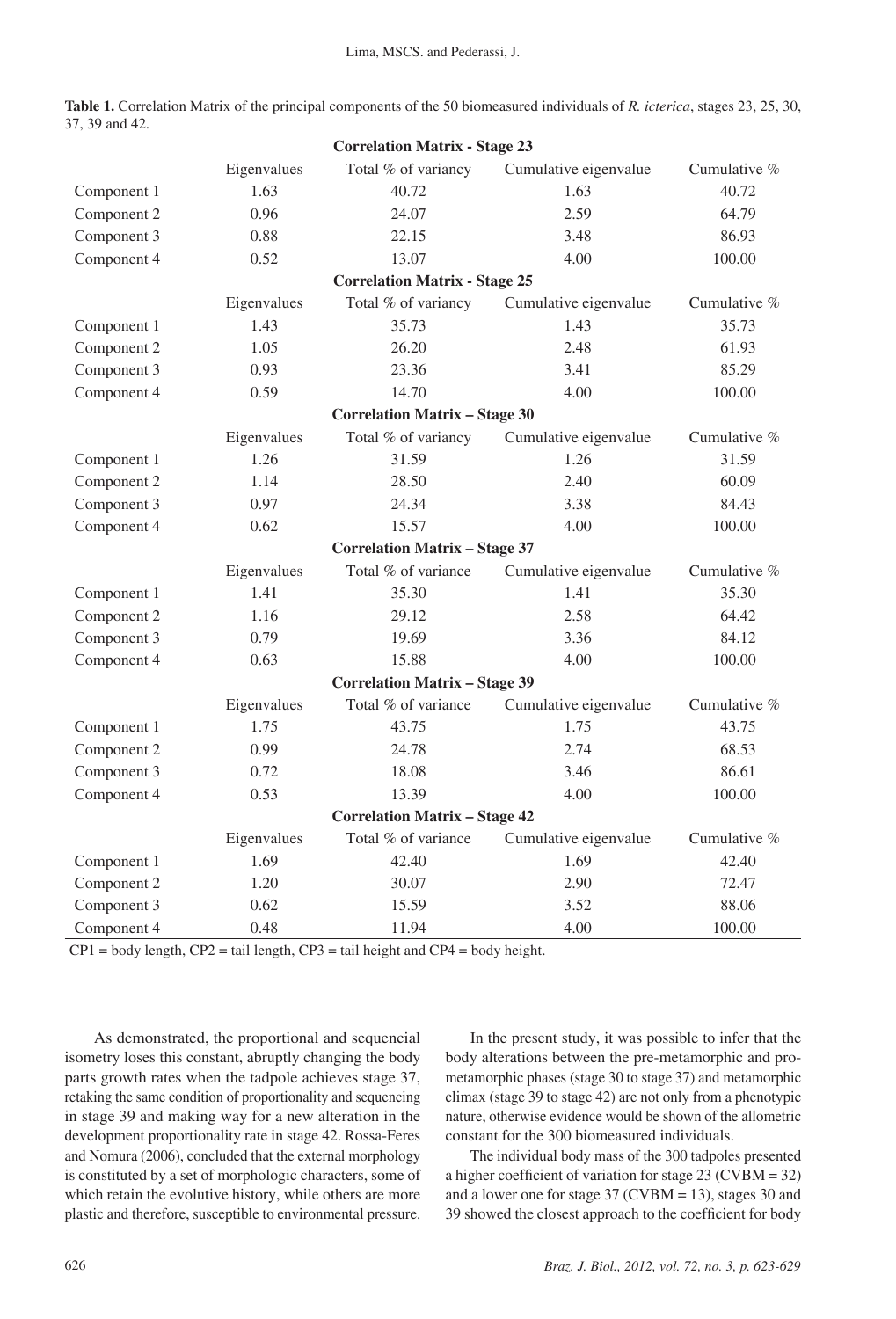**Table 1.** Correlation Matrix of the principal components of the 50 biomeasured individuals of *R. icterica*, stages 23, 25, 30, 37, 39 and 42.

| | Eigenvalues | Total % of variancy | Cumulative eigenvalue | Cumulative % |
|---|---|---|---|---|
| **Correlation Matrix - Stage 23** | | | | |
| | Eigenvalues | Total % of variancy | Cumulative eigenvalue | Cumulative % |
| Component 1 | 1.63 | 40.72 | 1.63 | 40.72 |
| Component 2 | 0.96 | 24.07 | 2.59 | 64.79 |
| Component 3 | 0.88 | 22.15 | 3.48 | 86.93 |
| Component 4 | 0.52 | 13.07 | 4.00 | 100.00 |
| **Correlation Matrix - Stage 25** | | | | |
| | Eigenvalues | Total % of variancy | Cumulative eigenvalue | Cumulative % |
| Component 1 | 1.43 | 35.73 | 1.43 | 35.73 |
| Component 2 | 1.05 | 26.20 | 2.48 | 61.93 |
| Component 3 | 0.93 | 23.36 | 3.41 | 85.29 |
| Component 4 | 0.59 | 14.70 | 4.00 | 100.00 |
| **Correlation Matrix – Stage 30** | | | | |
| | Eigenvalues | Total % of variancy | Cumulative eigenvalue | Cumulative % |
| Component 1 | 1.26 | 31.59 | 1.26 | 31.59 |
| Component 2 | 1.14 | 28.50 | 2.40 | 60.09 |
| Component 3 | 0.97 | 24.34 | 3.38 | 84.43 |
| Component 4 | 0.62 | 15.57 | 4.00 | 100.00 |
| **Correlation Matrix – Stage 37** | | | | |
| | Eigenvalues | Total % of variance | Cumulative eigenvalue | Cumulative % |
| Component 1 | 1.41 | 35.30 | 1.41 | 35.30 |
| Component 2 | 1.16 | 29.12 | 2.58 | 64.42 |
| Component 3 | 0.79 | 19.69 | 3.36 | 84.12 |
| Component 4 | 0.63 | 15.88 | 4.00 | 100.00 |
| **Correlation Matrix – Stage 39** | | | | |
| | Eigenvalues | Total % of variance | Cumulative eigenvalue | Cumulative % |
| Component 1 | 1.75 | 43.75 | 1.75 | 43.75 |
| Component 2 | 0.99 | 24.78 | 2.74 | 68.53 |
| Component 3 | 0.72 | 18.08 | 3.46 | 86.61 |
| Component 4 | 0.53 | 13.39 | 4.00 | 100.00 |
| **Correlation Matrix – Stage 42** | | | | |
| | Eigenvalues | Total % of variance | Cumulative eigenvalue | Cumulative % |
| Component 1 | 1.69 | 42.40 | 1.69 | 42.40 |
| Component 2 | 1.20 | 30.07 | 2.90 | 72.47 |
| Component 3 | 0.62 | 15.59 | 3.52 | 88.06 |
| Component 4 | 0.48 | 11.94 | 4.00 | 100.00 |

CP1 = body length, CP2 = tail length, CP3 = tail height and CP4 = body height.

As demonstrated, the proportional and sequencial isometry loses this constant, abruptly changing the body parts growth rates when the tadpole achieves stage 37, retaking the same condition of proportionality and sequencing in stage 39 and making way for a new alteration in the development proportionality rate in stage 42. Rossa-Feres and Nomura (2006), concluded that the external morphology is constituted by a set of morphologic characters, some of which retain the evolutive history, while others are more plastic and therefore, susceptible to environmental pressure.

In the present study, it was possible to infer that the body alterations between the pre-metamorphic and pro-metamorphic phases (stage 30 to stage 37) and metamorphic climax (stage 39 to stage 42) are not only from a phenotypic nature, otherwise evidence would be shown of the allometric constant for the 300 biomeasured individuals.

The individual body mass of the 300 tadpoles presented a higher coefficient of variation for stage 23 (CVBM = 32) and a lower one for stage 37 (CVBM = 13), stages 30 and 39 showed the closest approach to the coefficient for body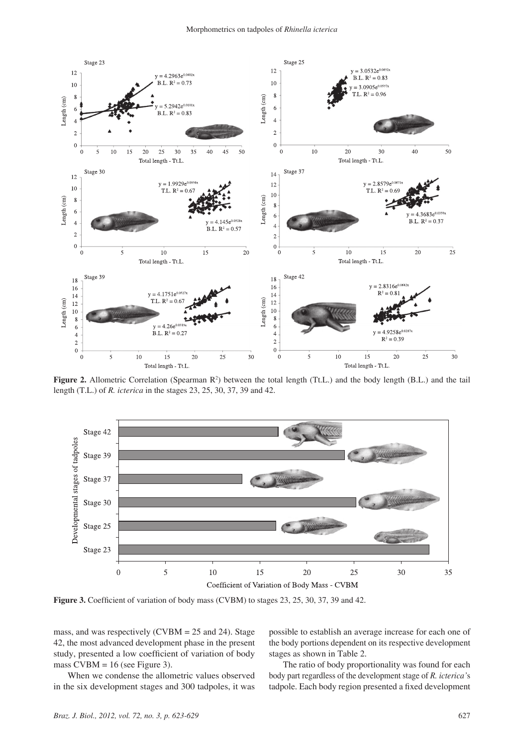**Figure 2.** Allometric Correlation (Spearman $R^2$) between the total length (Tt.L.) and the body length (B.L.) and the tail length (T.L.) of *R. icterica* in the stages 23, 25, 30, 37, 39 and 42.

**Figure 3.** Coefficient of variation of body mass (CVBM) to stages 23, 25, 30, 37, 39 and 42.

mass, and was respectively (CVBM = 25 and 24). Stage 42, the most advanced development phase in the present study, presented a low coefficient of variation of body mass CVBM = 16 (see Figure 3).

When we condense the allometric values observed in the six development stages and 300 tadpoles, it was possible to establish an average increase for each one of the body portions dependent on its respective development stages as shown in Table 2.

The ratio of body proportionality was found for each body part regardless of the development stage of *R. icterica*'s tadpole. Each body region presented a fixed development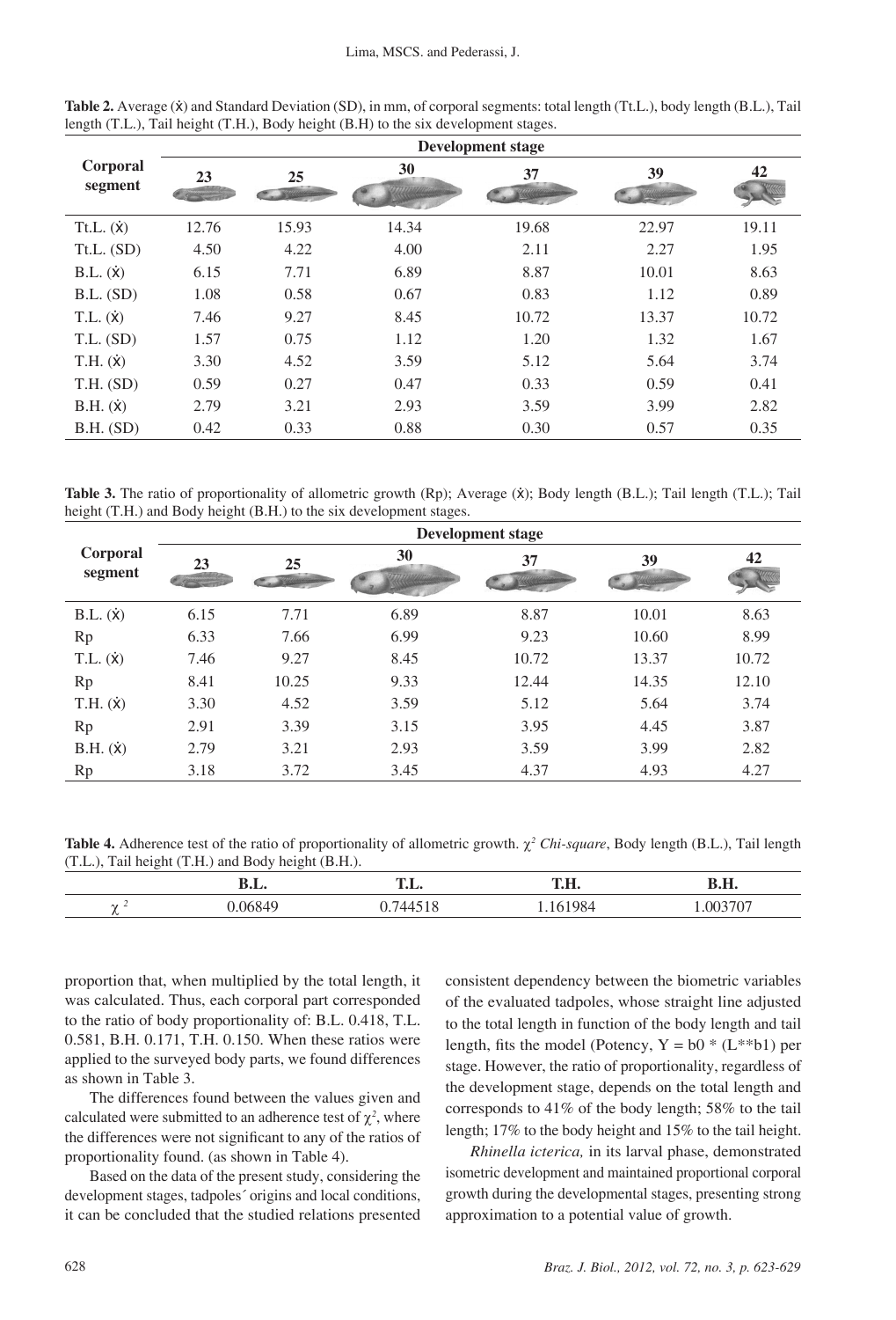**Table 2.** Average (ẋ) and Standard Deviation (SD), in mm, of corporal segments: total length (Tt.L.), body length (B.L.), Tail length (T.L.), Tail height (T.H.), Body height (B.H) to the six development stages.

| Corporal segment | Development stage | | | | | |
|---|---|---|---|---|---|---|
| | 23 | 25 | 30 | 37 | 39 | 42 |
| Tt.L. (ẋ) | 12.76 | 15.93 | 14.34 | 19.68 | 22.97 | 19.11 |
| Tt.L. (SD) | 4.50 | 4.22 | 4.00 | 2.11 | 2.27 | 1.95 |
| B.L. (ẋ) | 6.15 | 7.71 | 6.89 | 8.87 | 10.01 | 8.63 |
| B.L. (SD) | 1.08 | 0.58 | 0.67 | 0.83 | 1.12 | 0.89 |
| T.L. (ẋ) | 7.46 | 9.27 | 8.45 | 10.72 | 13.37 | 10.72 |
| T.L. (SD) | 1.57 | 0.75 | 1.12 | 1.20 | 1.32 | 1.67 |
| T.H. (ẋ) | 3.30 | 4.52 | 3.59 | 5.12 | 5.64 | 3.74 |
| T.H. (SD) | 0.59 | 0.27 | 0.47 | 0.33 | 0.59 | 0.41 |
| B.H. (ẋ) | 2.79 | 3.21 | 2.93 | 3.59 | 3.99 | 2.82 |
| B.H. (SD) | 0.42 | 0.33 | 0.88 | 0.30 | 0.57 | 0.35 |

**Table 3.** The ratio of proportionality of allometric growth (Rp); Average (ẋ); Body length (B.L.); Tail length (T.L.); Tail height (T.H.) and Body height (B.H.) to the six development stages.

| Corporal segment | Development stage | | | | | |
|---|---|---|---|---|---|---|
| | 23 | 25 | 30 | 37 | 39 | 42 |
| B.L. (ẋ) | 6.15 | 7.71 | 6.89 | 8.87 | 10.01 | 8.63 |
| Rp | 6.33 | 7.66 | 6.99 | 9.23 | 10.60 | 8.99 |
| T.L. (ẋ) | 7.46 | 9.27 | 8.45 | 10.72 | 13.37 | 10.72 |
| Rp | 8.41 | 10.25 | 9.33 | 12.44 | 14.35 | 12.10 |
| T.H. (ẋ) | 3.30 | 4.52 | 3.59 | 5.12 | 5.64 | 3.74 |
| Rp | 2.91 | 3.39 | 3.15 | 3.95 | 4.45 | 3.87 |
| B.H. (ẋ) | 2.79 | 3.21 | 2.93 | 3.59 | 3.99 | 2.82 |
| Rp | 3.18 | 3.72 | 3.45 | 4.37 | 4.93 | 4.27 |

**Table 4.** Adherence test of the ratio of proportionality of allometric growth. $\chi^2$ *Chi-square*, Body length (B.L.), Tail length (T.L.), Tail height (T.H.) and Body height (B.H.).

| | B.L. | T.L. | T.H. | B.H. |
|---|---|---|---|---|
| $\chi^2$ | 0.06849 | 0.744518 | 1.161984 | 1.003707 |

proportion that, when multiplied by the total length, it was calculated. Thus, each corporal part corresponded to the ratio of body proportionality of: B.L. 0.418, T.L. 0.581, B.H. 0.171, T.H. 0.150. When these ratios were applied to the surveyed body parts, we found differences as shown in Table 3.

The differences found between the values given and calculated were submitted to an adherence test of $\chi^2$, where the differences were not significant to any of the ratios of proportionality found. (as shown in Table 4).

Based on the data of the present study, considering the development stages, tadpoles´ origins and local conditions, it can be concluded that the studied relations presented consistent dependency between the biometric variables of the evaluated tadpoles, whose straight line adjusted to the total length in function of the body length and tail length, fits the model (Potency, Y = b0 * (L**b1) per stage. However, the ratio of proportionality, regardless of the development stage, depends on the total length and corresponds to 41% of the body length; 58% to the tail length; 17% to the body height and 15% to the tail height.

*Rhinella icterica,* in its larval phase, demonstrated isometric development and maintained proportional corporal growth during the developmental stages, presenting strong approximation to a potential value of growth.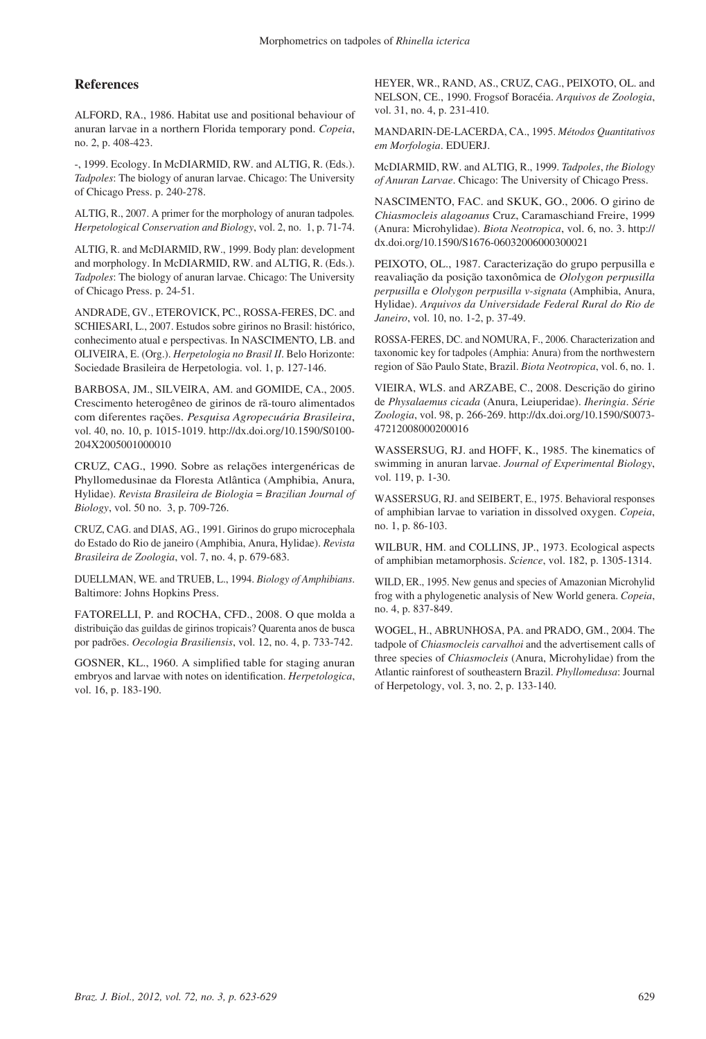## References

ALFORD, RA., 1986. Habitat use and positional behaviour of anuran larvae in a northern Florida temporary pond. *Copeia*, no. 2, p. 408-423.

-, 1999. Ecology. In McDIARMID, RW. and ALTIG, R. (Eds.). *Tadpoles*: The biology of anuran larvae. Chicago: The University of Chicago Press. p. 240-278.

ALTIG, R., 2007. A primer for the morphology of anuran tadpoles. *Herpetological Conservation and Biology*, vol. 2, no. 1, p. 71-74.

ALTIG, R. and McDIARMID, RW., 1999. Body plan: development and morphology. In McDIARMID, RW. and ALTIG, R. (Eds.). *Tadpoles*: The biology of anuran larvae. Chicago: The University of Chicago Press. p. 24-51.

ANDRADE, GV., ETEROVICK, PC., ROSSA-FERES, DC. and SCHIESARI, L., 2007. Estudos sobre girinos no Brasil: histórico, conhecimento atual e perspectivas. In NASCIMENTO, LB. and OLIVEIRA, E. (Org.). *Herpetologia no Brasil II*. Belo Horizonte: Sociedade Brasileira de Herpetologia. vol. 1, p. 127-146.

BARBOSA, JM., SILVEIRA, AM. and GOMIDE, CA., 2005. Crescimento heterogêneo de girinos de rã-touro alimentados com diferentes rações. *Pesquisa Agropecuária Brasileira*, vol. 40, no. 10, p. 1015-1019. http://dx.doi.org/10.1590/S0100-204X2005001000010

CRUZ, CAG., 1990. Sobre as relações intergenéricas de Phyllomedusinae da Floresta Atlântica (Amphibia, Anura, Hylidae). *Revista Brasileira de Biologia = Brazilian Journal of Biology*, vol. 50 no. 3, p. 709-726.

CRUZ, CAG. and DIAS, AG., 1991. Girinos do grupo microcephala do Estado do Rio de janeiro (Amphibia, Anura, Hylidae). *Revista Brasileira de Zoologia*, vol. 7, no. 4, p. 679-683.

DUELLMAN, WE. and TRUEB, L., 1994. *Biology of Amphibians*. Baltimore: Johns Hopkins Press.

FATORELLI, P. and ROCHA, CFD., 2008. O que molda a distribuição das guildas de girinos tropicais? Quarenta anos de busca por padrões. *Oecologia Brasiliensis*, vol. 12, no. 4, p. 733-742.

GOSNER, KL., 1960. A simplified table for staging anuran embryos and larvae with notes on identification. *Herpetologica*, vol. 16, p. 183-190.

HEYER, WR., RAND, AS., CRUZ, CAG., PEIXOTO, OL. and NELSON, CE., 1990. Frogsof Boracéia. *Arquivos de Zoologia*, vol. 31, no. 4, p. 231-410.

MANDARIN-DE-LACERDA, CA., 1995. *Métodos Quantitativos em Morfologia*. EDUERJ.

McDIARMID, RW. and ALTIG, R., 1999. *Tadpoles, the Biology of Anuran Larvae*. Chicago: The University of Chicago Press.

NASCIMENTO, FAC. and SKUK, GO., 2006. O girino de *Chiasmocleis alagoanus* Cruz, Caramaschiand Freire, 1999 (Anura: Microhylidae). *Biota Neotropica*, vol. 6, no. 3. http://dx.doi.org/10.1590/S1676-06032006000300021

PEIXOTO, OL., 1987. Caracterização do grupo perpusilla e reavaliação da posição taxonômica de *Ololygon perpusilla perpusilla* e *Ololygon perpusilla v-signata* (Amphibia, Anura, Hylidae). *Arquivos da Universidade Federal Rural do Rio de Janeiro*, vol. 10, no. 1-2, p. 37-49.

ROSSA-FERES, DC. and NOMURA, F., 2006. Characterization and taxonomic key for tadpoles (Amphia: Anura) from the northwestern region of São Paulo State, Brazil. *Biota Neotropica*, vol. 6, no. 1.

VIEIRA, WLS. and ARZABE, C., 2008. Descrição do girino de *Physalaemus cicada* (Anura, Leiuperidae). *Iheringia. Série Zoologia*, vol. 98, p. 266-269. http://dx.doi.org/10.1590/S0073-47212008000200016

WASSERSUG, RJ. and HOFF, K., 1985. The kinematics of swimming in anuran larvae. *Journal of Experimental Biology*, vol. 119, p. 1-30.

WASSERSUG, RJ. and SEIBERT, E., 1975. Behavioral responses of amphibian larvae to variation in dissolved oxygen. *Copeia*, no. 1, p. 86-103.

WILBUR, HM. and COLLINS, JP., 1973. Ecological aspects of amphibian metamorphosis. *Science*, vol. 182, p. 1305-1314.

WILD, ER., 1995. New genus and species of Amazonian Microhylid frog with a phylogenetic analysis of New World genera. *Copeia*, no. 4, p. 837-849.

WOGEL, H., ABRUNHOSA, PA. and PRADO, GM., 2004. The tadpole of *Chiasmocleis carvalhoi* and the advertisement calls of three species of *Chiasmocleis* (Anura, Microhylidae) from the Atlantic rainforest of southeastern Brazil. *Phyllomedusa*: Journal of Herpetology, vol. 3, no. 2, p. 133-140.